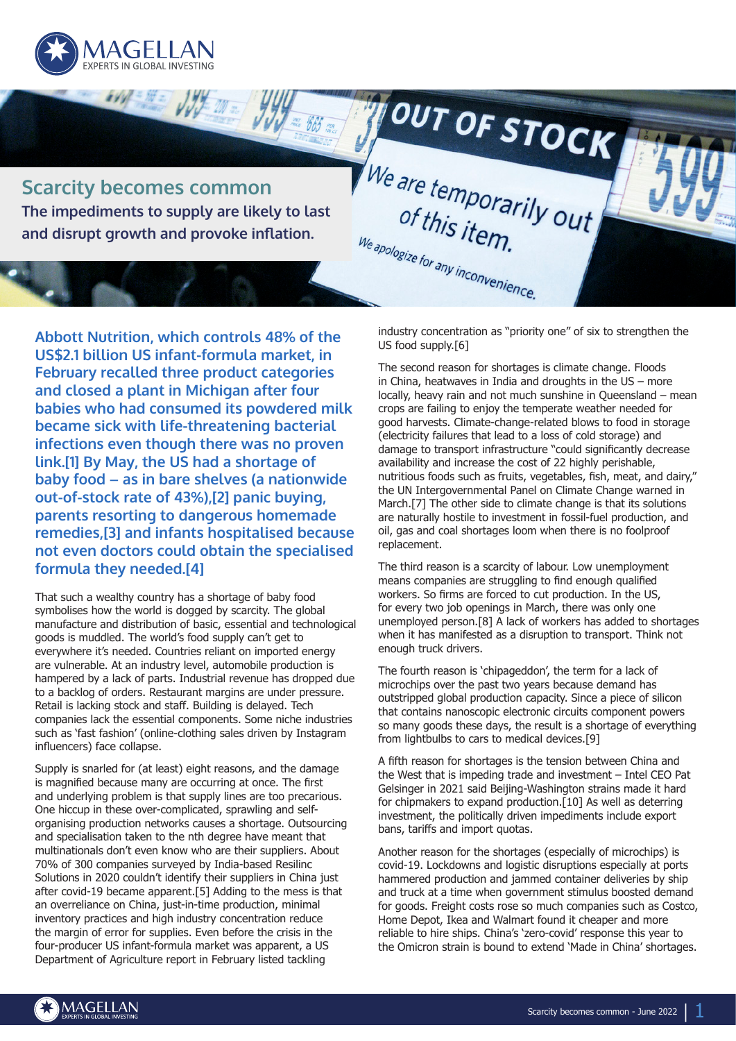# Scarcity becomes common

**The impediments to supply are likely to last and disrupt growth and provoke inflation.**

**Abbott Nutrition, which controls 48% of the US$2.1 billion US infant-formula market, in February recalled three product categories and closed a plant in Michigan after four babies who had consumed its powdered milk became sick with life-threatening bacterial infections even though there was no proven link.[1] By May, the US had a shortage of baby food – as in bare shelves (a nationwide out-of-stock rate of 43%),[2] panic buying, parents resorting to dangerous homemade remedies,[3] and infants hospitalised because not even doctors could obtain the specialised formula they needed.[4]**

That such a wealthy country has a shortage of baby food symbolises how the world is dogged by scarcity. The global manufacture and distribution of basic, essential and technological goods is muddled. The world's food supply can't get to everywhere it's needed. Countries reliant on imported energy are vulnerable. At an industry level, automobile production is hampered by a lack of parts. Industrial revenue has dropped due to a backlog of orders. Restaurant margins are under pressure. Retail is lacking stock and staff. Building is delayed. Tech companies lack the essential components. Some niche industries such as 'fast fashion' (online-clothing sales driven by Instagram influencers) face collapse.

Supply is snarled for (at least) eight reasons, and the damage is magnified because many are occurring at once. The first and underlying problem is that supply lines are too precarious. One hiccup in these over-complicated, sprawling and self-organising production networks causes a shortage. Outsourcing and specialisation taken to the nth degree have meant that multinationals don't even know who are their suppliers. About 70% of 300 companies surveyed by India-based Resilinc Solutions in 2020 couldn't identify their suppliers in China just after covid-19 became apparent.[5] Adding to the mess is that an overreliance on China, just-in-time production, minimal inventory practices and high industry concentration reduce the margin of error for supplies. Even before the crisis in the four-producer US infant-formula market was apparent, a US Department of Agriculture report in February listed tackling industry concentration as "priority one" of six to strengthen the US food supply.[6]

The second reason for shortages is climate change. Floods in China, heatwaves in India and droughts in the US – more locally, heavy rain and not much sunshine in Queensland – mean crops are failing to enjoy the temperate weather needed for good harvests. Climate-change-related blows to food in storage (electricity failures that lead to a loss of cold storage) and damage to transport infrastructure "could significantly decrease availability and increase the cost of 22 highly perishable, nutritious foods such as fruits, vegetables, fish, meat, and dairy," the UN Intergovernmental Panel on Climate Change warned in March.[7] The other side to climate change is that its solutions are naturally hostile to investment in fossil-fuel production, and oil, gas and coal shortages loom when there is no foolproof replacement.

The third reason is a scarcity of labour. Low unemployment means companies are struggling to find enough qualified workers. So firms are forced to cut production. In the US, for every two job openings in March, there was only one unemployed person.[8] A lack of workers has added to shortages when it has manifested as a disruption to transport. Think not enough truck drivers.

The fourth reason is 'chipageddon', the term for a lack of microchips over the past two years because demand has outstripped global production capacity. Since a piece of silicon that contains nanoscopic electronic circuits component powers so many goods these days, the result is a shortage of everything from lightbulbs to cars to medical devices.[9]

A fifth reason for shortages is the tension between China and the West that is impeding trade and investment – Intel CEO Pat Gelsinger in 2021 said Beijing-Washington strains made it hard for chipmakers to expand production.[10] As well as deterring investment, the politically driven impediments include export bans, tariffs and import quotas.

Another reason for the shortages (especially of microchips) is covid-19. Lockdowns and logistic disruptions especially at ports hammered production and jammed container deliveries by ship and truck at a time when government stimulus boosted demand for goods. Freight costs rose so much companies such as Costco, Home Depot, Ikea and Walmart found it cheaper and more reliable to hire ships. China's 'zero-covid' response this year to the Omicron strain is bound to extend 'Made in China' shortages.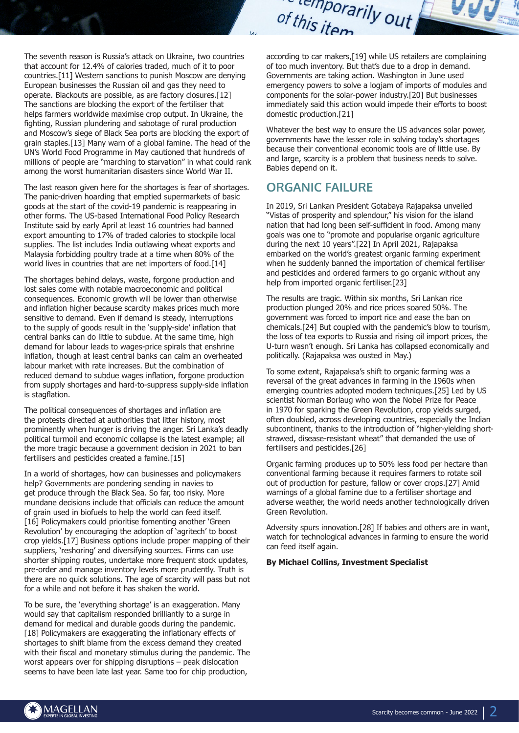The seventh reason is Russia's attack on Ukraine, two countries that account for 12.4% of calories traded, much of it to poor countries.[11] Western sanctions to punish Moscow are denying European businesses the Russian oil and gas they need to operate. Blackouts are possible, as are factory closures.[12] The sanctions are blocking the export of the fertiliser that helps farmers worldwide maximise crop output. In Ukraine, the fighting, Russian plundering and sabotage of rural production and Moscow's siege of Black Sea ports are blocking the export of grain staples.[13] Many warn of a global famine. The head of the UN's World Food Programme in May cautioned that hundreds of millions of people are "marching to starvation" in what could rank among the worst humanitarian disasters since World War II.

The last reason given here for the shortages is fear of shortages. The panic-driven hoarding that emptied supermarkets of basic goods at the start of the covid-19 pandemic is reappearing in other forms. The US-based International Food Policy Research Institute said by early April at least 16 countries had banned export amounting to 17% of traded calories to stockpile local supplies. The list includes India outlawing wheat exports and Malaysia forbidding poultry trade at a time when 80% of the world lives in countries that are net importers of food.[14]

The shortages behind delays, waste, forgone production and lost sales come with notable macroeconomic and political consequences. Economic growth will be lower than otherwise and inflation higher because scarcity makes prices much more sensitive to demand. Even if demand is steady, interruptions to the supply of goods result in the 'supply-side' inflation that central banks can do little to subdue. At the same time, high demand for labour leads to wages-price spirals that enshrine inflation, though at least central banks can calm an overheated labour market with rate increases. But the combination of reduced demand to subdue wages inflation, forgone production from supply shortages and hard-to-suppress supply-side inflation is stagflation.

The political consequences of shortages and inflation are the protests directed at authorities that litter history, most prominently when hunger is driving the anger. Sri Lanka's deadly political turmoil and economic collapse is the latest example; all the more tragic because a government decision in 2021 to ban fertilisers and pesticides created a famine.[15]

In a world of shortages, how can businesses and policymakers help? Governments are pondering sending in navies to get produce through the Black Sea. So far, too risky. More mundane decisions include that officials can reduce the amount of grain used in biofuels to help the world can feed itself.[16] Policymakers could prioritise fomenting another 'Green Revolution' by encouraging the adoption of 'agritech' to boost crop yields.[17] Business options include proper mapping of their suppliers, 'reshoring' and diversifying sources. Firms can use shorter shipping routes, undertake more frequent stock updates, pre-order and manage inventory levels more prudently. Truth is there are no quick solutions. The age of scarcity will pass but not for a while and not before it has shaken the world.

To be sure, the 'everything shortage' is an exaggeration. Many would say that capitalism responded brilliantly to a surge in demand for medical and durable goods during the pandemic.[18] Policymakers are exaggerating the inflationary effects of shortages to shift blame from the excess demand they created with their fiscal and monetary stimulus during the pandemic. The worst appears over for shipping disruptions – peak dislocation seems to have been late last year. Same too for chip production, according to car makers,[19] while US retailers are complaining of too much inventory. But that's due to a drop in demand. Governments are taking action. Washington in June used emergency powers to solve a logjam of imports of modules and components for the solar-power industry.[20] But businesses immediately said this action would impede their efforts to boost domestic production.[21]

Whatever the best way to ensure the US advances solar power, governments have the lesser role in solving today's shortages because their conventional economic tools are of little use. By and large, scarcity is a problem that business needs to solve. Babies depend on it.

## ORGANIC FAILURE

In 2019, Sri Lankan President Gotabaya Rajapaksa unveiled "Vistas of prosperity and splendour," his vision for the island nation that had long been self-sufficient in food. Among many goals was one to "promote and popularise organic agriculture during the next 10 years".[22] In April 2021, Rajapaksa embarked on the world's greatest organic farming experiment when he suddenly banned the importation of chemical fertiliser and pesticides and ordered farmers to go organic without any help from imported organic fertiliser.[23]

The results are tragic. Within six months, Sri Lankan rice production plunged 20% and rice prices soared 50%. The government was forced to import rice and ease the ban on chemicals.[24] But coupled with the pandemic's blow to tourism, the loss of tea exports to Russia and rising oil import prices, the U-turn wasn't enough. Sri Lanka has collapsed economically and politically. (Rajapaksa was ousted in May.)

To some extent, Rajapaksa's shift to organic farming was a reversal of the great advances in farming in the 1960s when emerging countries adopted modern techniques.[25] Led by US scientist Norman Borlaug who won the Nobel Prize for Peace in 1970 for sparking the Green Revolution, crop yields surged, often doubled, across developing countries, especially the Indian subcontinent, thanks to the introduction of "higher-yielding short-strawed, disease-resistant wheat" that demanded the use of fertilisers and pesticides.[26]

Organic farming produces up to 50% less food per hectare than conventional farming because it requires farmers to rotate soil out of production for pasture, fallow or cover crops.[27] Amid warnings of a global famine due to a fertiliser shortage and adverse weather, the world needs another technologically driven Green Revolution.

Adversity spurs innovation.[28] If babies and others are in want, watch for technological advances in farming to ensure the world can feed itself again.

**By Michael Collins, Investment Specialist**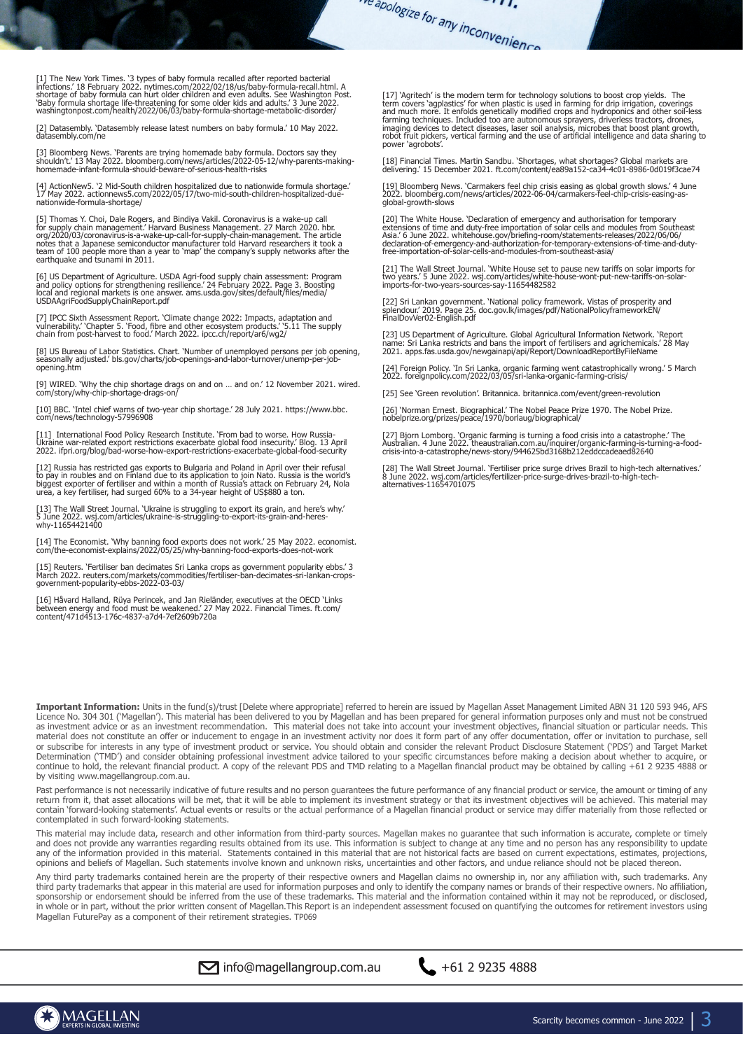[1] The New York Times. '3 types of baby formula recalled after reported bacterial infections.' 18 February 2022. nytimes.com/2022/02/18/us/baby-formula-recall.html. A shortage of baby formula can hurt older children and even adults. See Washington Post. 'Baby formula shortage life-threatening for some older kids and adults.' 3 June 2022. washingtonpost.com/health/2022/06/03/baby-formula-shortage-metabolic-disorder/

[2] Datasembly. 'Datasembly release latest numbers on baby formula.' 10 May 2022. datasembly.com/ne

[3] Bloomberg News. 'Parents are trying homemade baby formula. Doctors say they shouldn't.' 13 May 2022. bloomberg.com/news/articles/2022-05-12/why-parents-making-homemade-infant-formula-should-beware-of-serious-health-risks

[4] ActionNews5. '2 Mid-South children hospitalized due to nationwide formula shortage.' 17 May 2022. actionnews5.com/2022/05/17/two-mid-south-children-hospitalized-due-nationwide-formula-shortage/

[5] Thomas Y. Choi, Dale Rogers, and Bindiya Vakil. Coronavirus is a wake-up call for supply chain management.' Harvard Business Management. 27 March 2020. hbr.org/2020/03/coronavirus-is-a-wake-up-call-for-supply-chain-management. The article notes that a Japanese semiconductor manufacturer told Harvard researchers it took a team of 100 people more than a year to 'map' the company's supply networks after the earthquake and tsunami in 2011.

[6] US Department of Agriculture. USDA Agri-food supply chain assessment: Program and policy options for strengthening resilience.' 24 February 2022. Page 3. Boosting local and regional markets is one answer. ams.usda.gov/sites/default/files/media/USDAAgriFoodSupplyChainReport.pdf

[7] IPCC Sixth Assessment Report. 'Climate change 2022: Impacts, adaptation and vulnerability.' 'Chapter 5. 'Food, fibre and other ecosystem products.' '5.11 The supply chain from post-harvest to food.' March 2022. ipcc.ch/report/ar6/wg2/

[8] US Bureau of Labor Statistics. Chart. 'Number of unemployed persons per job opening, seasonally adjusted.' bls.gov/charts/job-openings-and-labor-turnover/unemp-per-job-opening.htm

[9] WIRED. 'Why the chip shortage drags on and on … and on.' 12 November 2021. wired.com/story/why-chip-shortage-drags-on/

[10] BBC. 'Intel chief warns of two-year chip shortage.' 28 July 2021. https://www.bbc.com/news/technology-57996908

[11] International Food Policy Research Institute. 'From bad to worse. How Russia-Ukraine war-related export restrictions exacerbate global food insecurity.' Blog. 13 April 2022. ifpri.org/blog/bad-worse-how-export-restrictions-exacerbate-global-food-security

[12] Russia has restricted gas exports to Bulgaria and Poland in April over their refusal to pay in roubles and on Finland due to its application to join Nato. Russia is the world's biggest exporter of fertiliser and within a month of Russia's attack on February 24, Nola urea, a key fertiliser, had surged 60% to a 34-year height of US$880 a ton.

[13] The Wall Street Journal. 'Ukraine is struggling to export its grain, and here's why.' 5 June 2022. wsj.com/articles/ukraine-is-struggling-to-export-its-grain-and-heres-why-11654421400

[14] The Economist. 'Why banning food exports does not work.' 25 May 2022. economist.com/the-economist-explains/2022/05/25/why-banning-food-exports-does-not-work

[15] Reuters. 'Fertiliser ban decimates Sri Lanka crops as government popularity ebbs.' 3 March 2022. reuters.com/markets/commodities/fertiliser-ban-decimates-sri-lankan-crops-government-popularity-ebbs-2022-03-03/

[16] Håvard Halland, Rüya Perincek, and Jan Rieländer, executives at the OECD 'Links between energy and food must be weakened.' 27 May 2022. Financial Times. ft.com/content/471d4513-176c-4837-a7d4-7ef2609b720a

[17] 'Agritech' is the modern term for technology solutions to boost crop yields. The term covers 'agplastics' for when plastic is used in farming for drip irrigation, coverings and much more. It enfolds genetically modified crops and hydroponics and other soil-less farming techniques. Included too are autonomous sprayers, driverless tractors, drones, imaging devices to detect diseases, laser soil analysis, microbes that boost plant growth, robot fruit pickers, vertical farming and the use of artificial intelligence and data sharing to power 'agrobots'.

[18] Financial Times. Martin Sandbu. 'Shortages, what shortages? Global markets are delivering.' 15 December 2021. ft.com/content/ea89a152-ca34-4c01-8986-0d019f3cae74

[19] Bloomberg News. 'Carmakers feel chip crisis easing as global growth slows.' 4 June 2022. bloomberg.com/news/articles/2022-06-04/carmakers-feel-chip-crisis-easing-as-global-growth-slows

[20] The White House. 'Declaration of emergency and authorisation for temporary extensions of time and duty-free importation of solar cells and modules from Southeast Asia.' 6 June 2022. whitehouse.gov/briefing-room/statements-releases/2022/06/06/declaration-of-emergency-and-authorization-for-temporary-extensions-of-time-and-duty-free-importation-of-solar-cells-and-modules-from-southeast-asia/

[21] The Wall Street Journal. 'White House set to pause new tariffs on solar imports for two years.' 5 June 2022. wsj.com/articles/white-house-wont-put-new-tariffs-on-solar-imports-for-two-years-sources-say-11654482582

[22] Sri Lankan government. 'National policy framework. Vistas of prosperity and splendour.' 2019. Page 25. doc.gov.lk/images/pdf/NationalPolicyframeworkEN/FinalDovVer02-English.pdf

[23] US Department of Agriculture. Global Agricultural Information Network. 'Report name: Sri Lanka restricts and bans the import of fertilisers and agrichemicals.' 28 May 2021. apps.fas.usda.gov/newgainapi/api/Report/DownloadReportByFileName

[24] Foreign Policy. 'In Sri Lanka, organic farming went catastrophically wrong.' 5 March 2022. foreignpolicy.com/2022/03/05/sri-lanka-organic-farming-crisis/

[25] See 'Green revolution'. Britannica. britannica.com/event/green-revolution

[26] 'Norman Ernest. Biographical.' The Nobel Peace Prize 1970. The Nobel Prize. nobelprize.org/prizes/peace/1970/borlaug/biographical/

[27] Bjorn Lomborg. 'Organic farming is turning a food crisis into a catastrophe.' The Australian. 4 June 2022. theaustralian.com.au/inquirer/organic-farming-is-turning-a-food-crisis-into-a-catastrophe/news-story/944625bd3168b212eddccadeaed82640

[28] The Wall Street Journal. 'Fertiliser price surge drives Brazil to high-tech alternatives.' 8 June 2022. wsj.com/articles/fertilizer-price-surge-drives-brazil-to-high-tech-alternatives-11654701075

**Important Information:** Units in the fund(s)/trust [Delete where appropriate] referred to herein are issued by Magellan Asset Management Limited ABN 31 120 593 946, AFS Licence No. 304 301 ('Magellan'). This material has been delivered to you by Magellan and has been prepared for general information purposes only and must not be construed as investment advice or as an investment recommendation. This material does not take into account your investment objectives, financial situation or particular needs. This material does not constitute an offer or inducement to engage in an investment activity nor does it form part of any offer documentation, offer or invitation to purchase, sell or subscribe for interests in any type of investment product or service. You should obtain and consider the relevant Product Disclosure Statement ('PDS') and Target Market Determination ('TMD') and consider obtaining professional investment advice tailored to your specific circumstances before making a decision about whether to acquire, or continue to hold, the relevant financial product. A copy of the relevant PDS and TMD relating to a Magellan financial product may be obtained by calling +61 2 9235 4888 or by visiting www.magellangroup.com.au.

Past performance is not necessarily indicative of future results and no person guarantees the future performance of any financial product or service, the amount or timing of any return from it, that asset allocations will be met, that it will be able to implement its investment strategy or that its investment objectives will be achieved. This material may contain 'forward-looking statements'. Actual events or results or the actual performance of a Magellan financial product or service may differ materially from those reflected or contemplated in such forward-looking statements.

This material may include data, research and other information from third-party sources. Magellan makes no guarantee that such information is accurate, complete or timely and does not provide any warranties regarding results obtained from its use. This information is subject to change at any time and no person has any responsibility to update any of the information provided in this material. Statements contained in this material that are not historical facts are based on current expectations, estimates, projections, opinions and beliefs of Magellan. Such statements involve known and unknown risks, uncertainties and other factors, and undue reliance should not be placed thereon.

Any third party trademarks contained herein are the property of their respective owners and Magellan claims no ownership in, nor any affiliation with, such trademarks. Any third party trademarks that appear in this material are used for information purposes and only to identify the company names or brands of their respective owners. No affiliation, sponsorship or endorsement should be inferred from the use of these trademarks. This material and the information contained within it may not be reproduced, or disclosed, in whole or in part, without the prior written consent of Magellan.This Report is an independent assessment focused on quantifying the outcomes for retirement investors using Magellan FuturePay as a component of their retirement strategies. TP069

info@magellangroup.com.au    +61 2 9235 4888